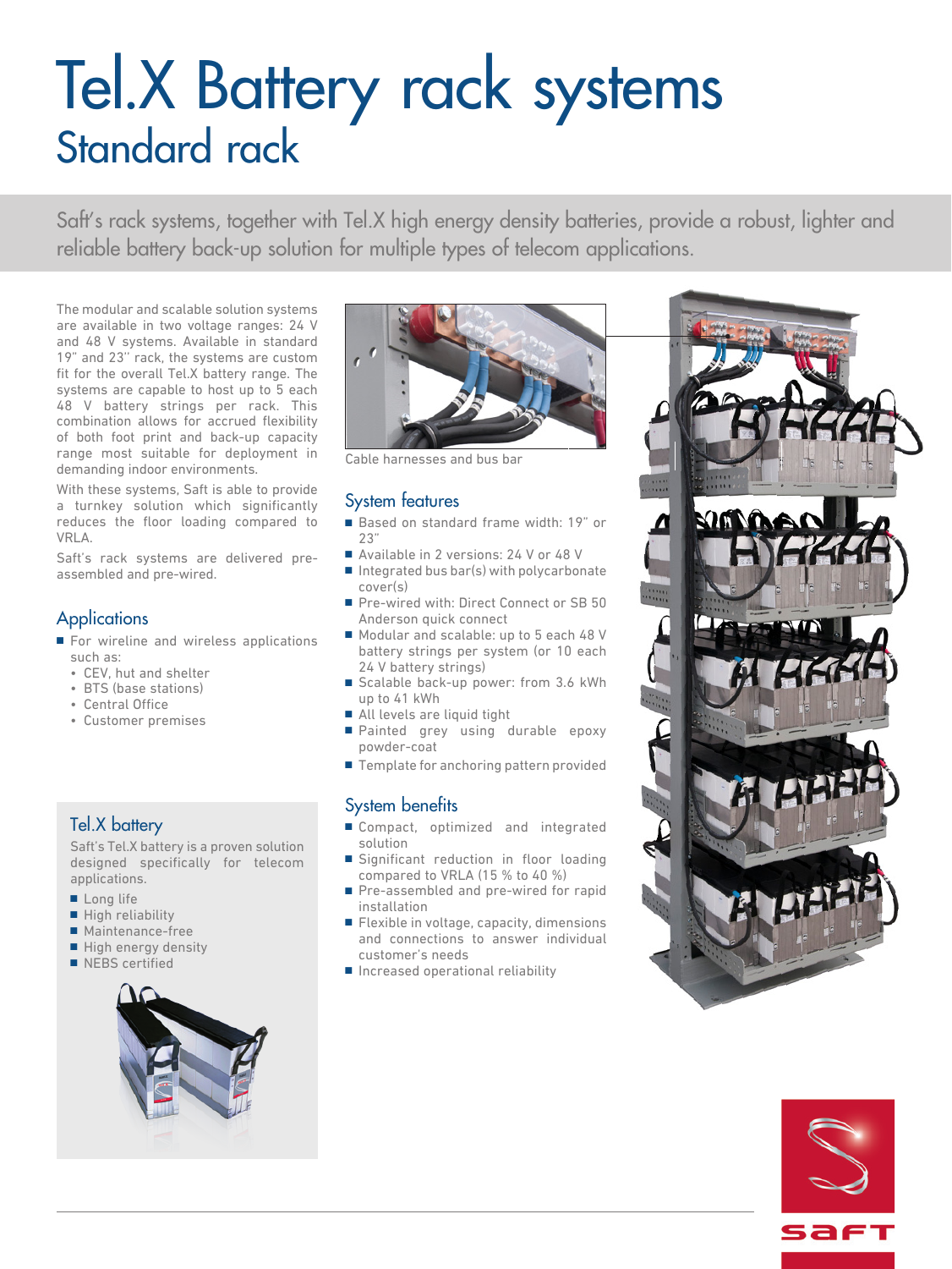# Tel.X Battery rack systems
## Standard rack

Saft's rack systems, together with Tel.X high energy density batteries, provide a robust, lighter and reliable battery back-up solution for multiple types of telecom applications.

The modular and scalable solution systems are available in two voltage ranges: 24 V and 48 V systems. Available in standard 19" and 23" rack, the systems are custom fit for the overall Tel.X battery range. The systems are capable to host up to 5 each 48 V battery strings per rack. This combination allows for accrued flexibility of both foot print and back-up capacity range most suitable for deployment in demanding indoor environments.

With these systems, Saft is able to provide a turnkey solution which significantly reduces the floor loading compared to VRLA.

Saft's rack systems are delivered pre-assembled and pre-wired.

### Applications

- For wireline and wireless applications such as:
  - CEV, hut and shelter
  - BTS (base stations)
  - Central Office
  - Customer premises

### Tel.X battery

Saft's Tel.X battery is a proven solution designed specifically for telecom applications.

- Long life
- High reliability
- Maintenance-free
- High energy density
- NEBS certified

Cable harnesses and bus bar

### System features

- Based on standard frame width: 19" or 23"
- Available in 2 versions: 24 V or 48 V
- Integrated bus bar(s) with polycarbonate cover(s)
- Pre-wired with: Direct Connect or SB 50 Anderson quick connect
- Modular and scalable: up to 5 each 48 V battery strings per system (or 10 each 24 V battery strings)
- Scalable back-up power: from 3.6 kWh up to 41 kWh
- All levels are liquid tight
- Painted grey using durable epoxy powder-coat
- Template for anchoring pattern provided

### System benefits

- Compact, optimized and integrated solution
- Significant reduction in floor loading compared to VRLA (15 % to 40 %)
- Pre-assembled and pre-wired for rapid installation
- Flexible in voltage, capacity, dimensions and connections to answer individual customer's needs
- Increased operational reliability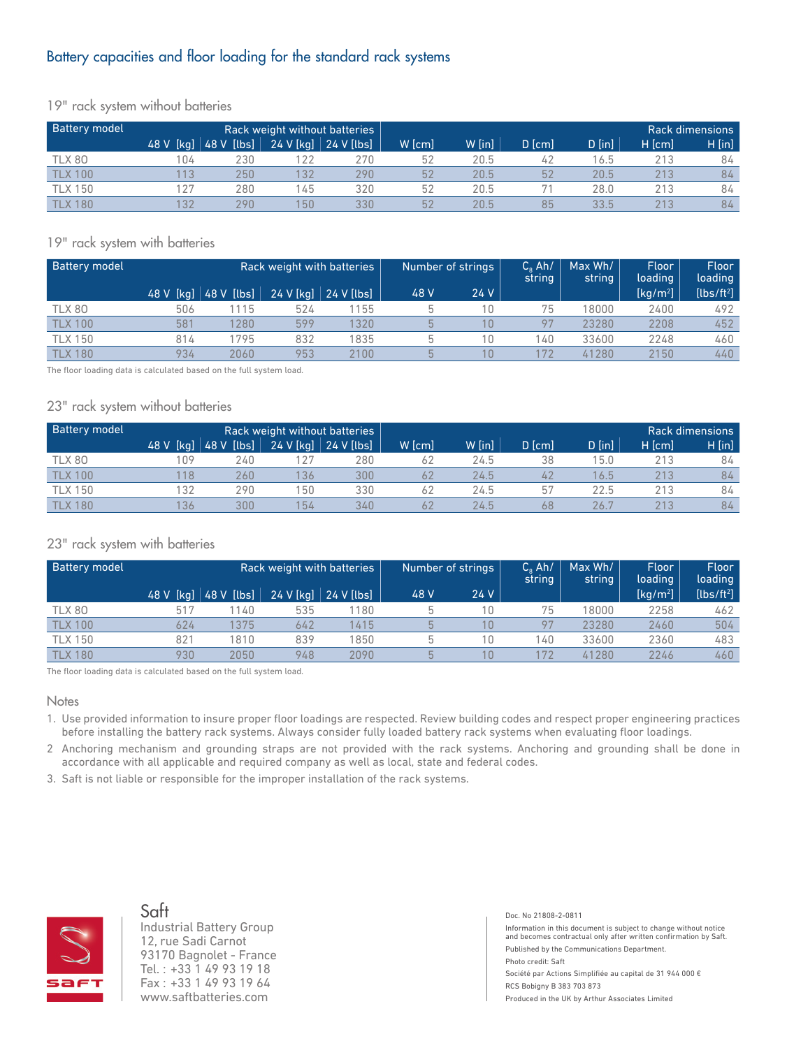## Battery capacities and floor loading for the standard rack systems

### 19" rack system without batteries

| Battery model | Rack weight without batteries | | | | Rack dimensions | | | | | |
|---|---|---|---|---|---|---|---|---|---|---|
| | 48 V [kg] | 48 V [lbs] | 24 V [kg] | 24 V [lbs] | W [cm] | W [in] | D [cm] | D [in] | H [cm] | H [in] |
| TLX 80 | 104 | 230 | 122 | 270 | 52 | 20.5 | 42 | 16.5 | 213 | 84 |
| TLX 100 | 113 | 250 | 132 | 290 | 52 | 20.5 | 52 | 20.5 | 213 | 84 |
| TLX 150 | 127 | 280 | 145 | 320 | 52 | 20.5 | 71 | 28.0 | 213 | 84 |
| TLX 180 | 132 | 290 | 150 | 330 | 52 | 20.5 | 85 | 33.5 | 213 | 84 |

### 19" rack system with batteries

| Battery model | Rack weight with batteries | | | | Number of strings | | $C_8$ Ah/ string | Max Wh/ string | Floor loading | Floor loading |
|---|---|---|---|---|---|---|---|---|---|---|
| | 48 V [kg] | 48 V [lbs] | 24 V [kg] | 24 V [lbs] | 48 V | 24 V | | | [kg/m²] | [lbs/ft²] |
| TLX 80 | 506 | 1115 | 524 | 1155 | 5 | 10 | 75 | 18000 | 2400 | 492 |
| TLX 100 | 581 | 1280 | 599 | 1320 | 5 | 10 | 97 | 23280 | 2208 | 452 |
| TLX 150 | 814 | 1795 | 832 | 1835 | 5 | 10 | 140 | 33600 | 2248 | 460 |
| TLX 180 | 934 | 2060 | 953 | 2100 | 5 | 10 | 172 | 41280 | 2150 | 440 |

The floor loading data is calculated based on the full system load.

### 23" rack system without batteries

| Battery model | Rack weight without batteries | | | | Rack dimensions | | | | | |
|---|---|---|---|---|---|---|---|---|---|---|
| | 48 V [kg] | 48 V [lbs] | 24 V [kg] | 24 V [lbs] | W [cm] | W [in] | D [cm] | D [in] | H [cm] | H [in] |
| TLX 80 | 109 | 240 | 127 | 280 | 62 | 24.5 | 38 | 15.0 | 213 | 84 |
| TLX 100 | 118 | 260 | 136 | 300 | 62 | 24.5 | 42 | 16.5 | 213 | 84 |
| TLX 150 | 132 | 290 | 150 | 330 | 62 | 24.5 | 57 | 22.5 | 213 | 84 |
| TLX 180 | 136 | 300 | 154 | 340 | 62 | 24.5 | 68 | 26.7 | 213 | 84 |

### 23" rack system with batteries

| Battery model | Rack weight with batteries | | | | Number of strings | | $C_8$ Ah/ string | Max Wh/ string | Floor loading | Floor loading |
|---|---|---|---|---|---|---|---|---|---|---|
| | 48 V [kg] | 48 V [lbs] | 24 V [kg] | 24 V [lbs] | 48 V | 24 V | | | [kg/m²] | [lbs/ft²] |
| TLX 80 | 517 | 1140 | 535 | 1180 | 5 | 10 | 75 | 18000 | 2258 | 462 |
| TLX 100 | 624 | 1375 | 642 | 1415 | 5 | 10 | 97 | 23280 | 2460 | 504 |
| TLX 150 | 821 | 1810 | 839 | 1850 | 5 | 10 | 140 | 33600 | 2360 | 483 |
| TLX 180 | 930 | 2050 | 948 | 2090 | 5 | 10 | 172 | 41280 | 2246 | 460 |

The floor loading data is calculated based on the full system load.

### Notes

1. Use provided information to insure proper floor loadings are respected. Review building codes and respect proper engineering practices before installing the battery rack systems. Always consider fully loaded battery rack systems when evaluating floor loadings.
2. Anchoring mechanism and grounding straps are not provided with the rack systems. Anchoring and grounding shall be done in accordance with all applicable and required company as well as local, state and federal codes.
3. Saft is not liable or responsible for the improper installation of the rack systems.

Saft
Industrial Battery Group
12, rue Sadi Carnot
93170 Bagnolet - France
Tel. : +33 1 49 93 19 18
Fax : +33 1 49 93 19 64
www.saftbatteries.com

Doc. No 21808-2-0811

Information in this document is subject to change without notice and becomes contractual only after written confirmation by Saft.

Published by the Communications Department.

Photo credit: Saft

Société par Actions Simplifiée au capital de 31 944 000 €

RCS Bobigny B 383 703 873

Produced in the UK by Arthur Associates Limited